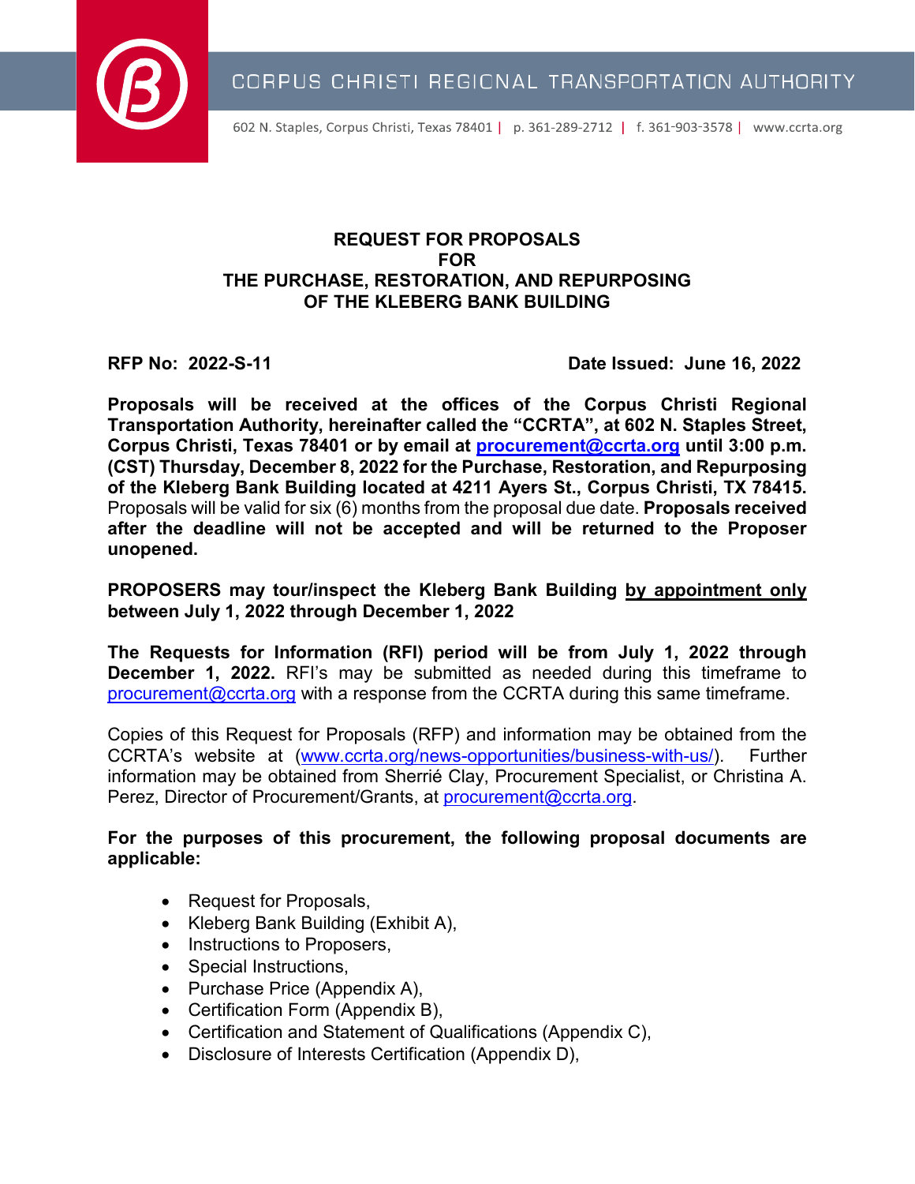CORPUS CHRISTI REGIONAL TRANSPORTATION AUTHORITY

602 N. Staples, Corpus Christi, Texas 78401 | p. 361-289-2712 | f. 361-903-3578 | www.ccrta.org

# REQUEST FOR PROPOSALS FOR THE PURCHASE, RESTORATION, AND REPURPOSING OF THE KLEBERG BANK BUILDING

**RFP No: 2022-S-11** **Date Issued: June 16, 2022**

**Proposals will be received at the offices of the Corpus Christi Regional Transportation Authority, hereinafter called the "CCRTA", at 602 N. Staples Street, Corpus Christi, Texas 78401 or by email at procurement@ccrta.org until 3:00 p.m. (CST) Thursday, December 8, 2022 for the Purchase, Restoration, and Repurposing of the Kleberg Bank Building located at 4211 Ayers St., Corpus Christi, TX 78415.** Proposals will be valid for six (6) months from the proposal due date. **Proposals received after the deadline will not be accepted and will be returned to the Proposer unopened.**

**PROPOSERS may tour/inspect the Kleberg Bank Building by appointment only between July 1, 2022 through December 1, 2022**

**The Requests for Information (RFI) period will be from July 1, 2022 through December 1, 2022.** RFI's may be submitted as needed during this timeframe to procurement@ccrta.org with a response from the CCRTA during this same timeframe.

Copies of this Request for Proposals (RFP) and information may be obtained from the CCRTA's website at (www.ccrta.org/news-opportunities/business-with-us/). Further information may be obtained from Sherrié Clay, Procurement Specialist, or Christina A. Perez, Director of Procurement/Grants, at procurement@ccrta.org.

**For the purposes of this procurement, the following proposal documents are applicable:**

- Request for Proposals,
- Kleberg Bank Building (Exhibit A),
- Instructions to Proposers,
- Special Instructions,
- Purchase Price (Appendix A),
- Certification Form (Appendix B),
- Certification and Statement of Qualifications (Appendix C),
- Disclosure of Interests Certification (Appendix D),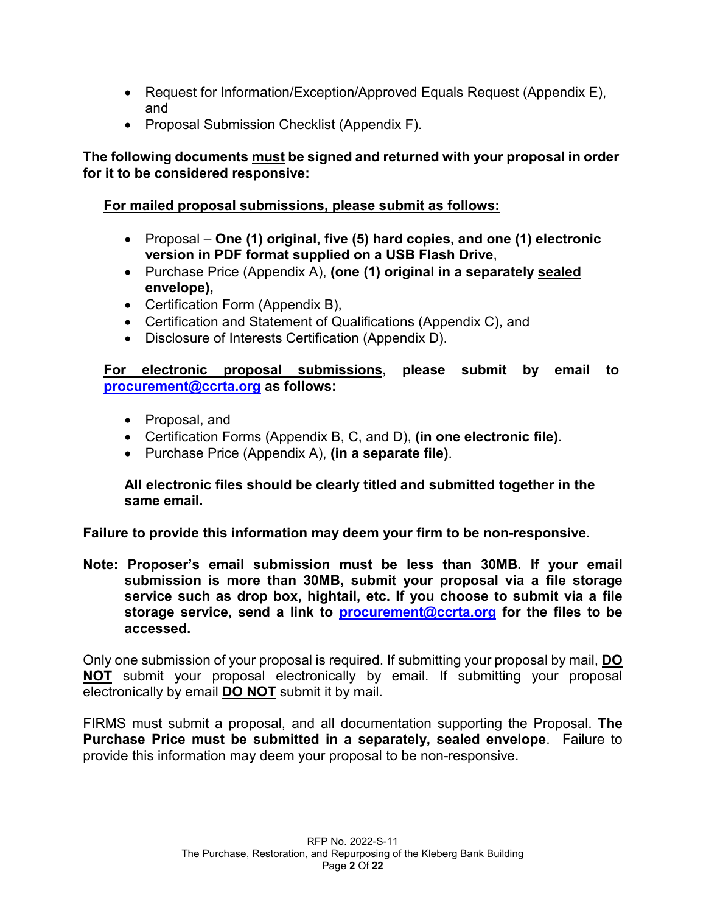- Request for Information/Exception/Approved Equals Request (Appendix E), and
- Proposal Submission Checklist (Appendix F).

**The following documents <u>must</u> be signed and returned with your proposal in order for it to be considered responsive:**

**<u>For mailed proposal submissions, please submit as follows:</u>**

- Proposal – **One (1) original, five (5) hard copies, and one (1) electronic version in PDF format supplied on a USB Flash Drive**,
- Purchase Price (Appendix A), **(one (1) original in a separately <u>sealed</u> envelope),**
- Certification Form (Appendix B),
- Certification and Statement of Qualifications (Appendix C), and
- Disclosure of Interests Certification (Appendix D).

**<u>For electronic proposal submissions</u>, please submit by email to [procurement@ccrta.org](mailto:procurement@ccrta.org) as follows:**

- Proposal, and
- Certification Forms (Appendix B, C, and D), **(in one electronic file)**.
- Purchase Price (Appendix A), **(in a separate file)**.

**All electronic files should be clearly titled and submitted together in the same email.**

**Failure to provide this information may deem your firm to be non-responsive.**

**Note: Proposer's email submission must be less than 30MB. If your email submission is more than 30MB, submit your proposal via a file storage service such as drop box, hightail, etc. If you choose to submit via a file storage service, send a link to [procurement@ccrta.org](mailto:procurement@ccrta.org) for the files to be accessed.**

Only one submission of your proposal is required. If submitting your proposal by mail, **<u>DO NOT</u>** submit your proposal electronically by email. If submitting your proposal electronically by email **<u>DO NOT</u>** submit it by mail.

FIRMS must submit a proposal, and all documentation supporting the Proposal. **The Purchase Price must be submitted in a separately, sealed envelope**. Failure to provide this information may deem your proposal to be non-responsive.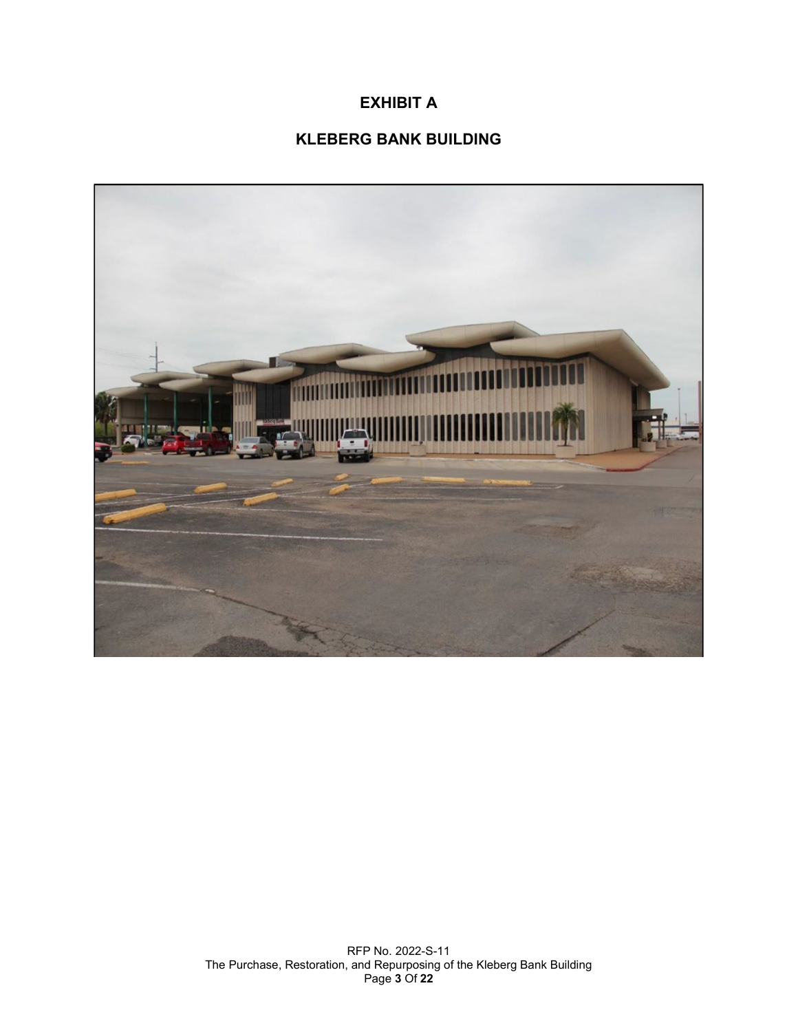# EXHIBIT A

## KLEBERG BANK BUILDING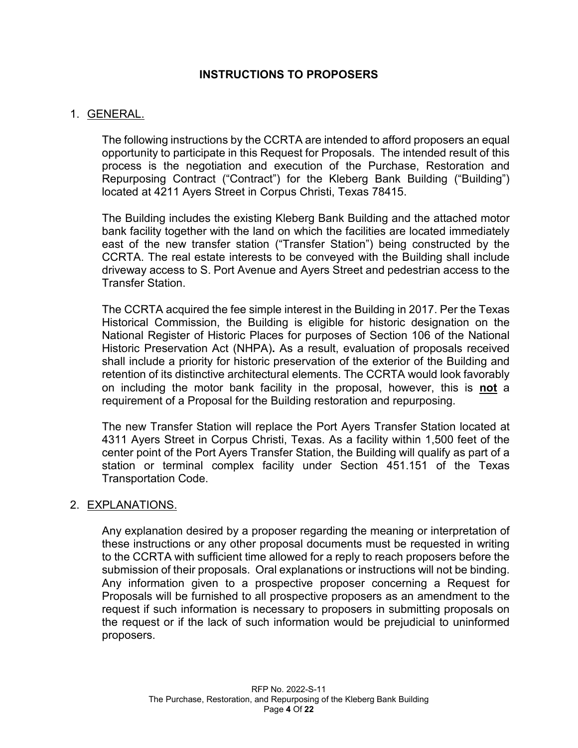# INSTRUCTIONS TO PROPOSERS

1. GENERAL.

   The following instructions by the CCRTA are intended to afford proposers an equal opportunity to participate in this Request for Proposals. The intended result of this process is the negotiation and execution of the Purchase, Restoration and Repurposing Contract ("Contract") for the Kleberg Bank Building ("Building") located at 4211 Ayers Street in Corpus Christi, Texas 78415.

   The Building includes the existing Kleberg Bank Building and the attached motor bank facility together with the land on which the facilities are located immediately east of the new transfer station ("Transfer Station") being constructed by the CCRTA. The real estate interests to be conveyed with the Building shall include driveway access to S. Port Avenue and Ayers Street and pedestrian access to the Transfer Station.

   The CCRTA acquired the fee simple interest in the Building in 2017. Per the Texas Historical Commission, the Building is eligible for historic designation on the National Register of Historic Places for purposes of Section 106 of the National Historic Preservation Act (NHPA). As a result, evaluation of proposals received shall include a priority for historic preservation of the exterior of the Building and retention of its distinctive architectural elements. The CCRTA would look favorably on including the motor bank facility in the proposal, however, this is **not** a requirement of a Proposal for the Building restoration and repurposing.

   The new Transfer Station will replace the Port Ayers Transfer Station located at 4311 Ayers Street in Corpus Christi, Texas. As a facility within 1,500 feet of the center point of the Port Ayers Transfer Station, the Building will qualify as part of a station or terminal complex facility under Section 451.151 of the Texas Transportation Code.

2. EXPLANATIONS.

   Any explanation desired by a proposer regarding the meaning or interpretation of these instructions or any other proposal documents must be requested in writing to the CCRTA with sufficient time allowed for a reply to reach proposers before the submission of their proposals. Oral explanations or instructions will not be binding. Any information given to a prospective proposer concerning a Request for Proposals will be furnished to all prospective proposers as an amendment to the request if such information is necessary to proposers in submitting proposals on the request or if the lack of such information would be prejudicial to uninformed proposers.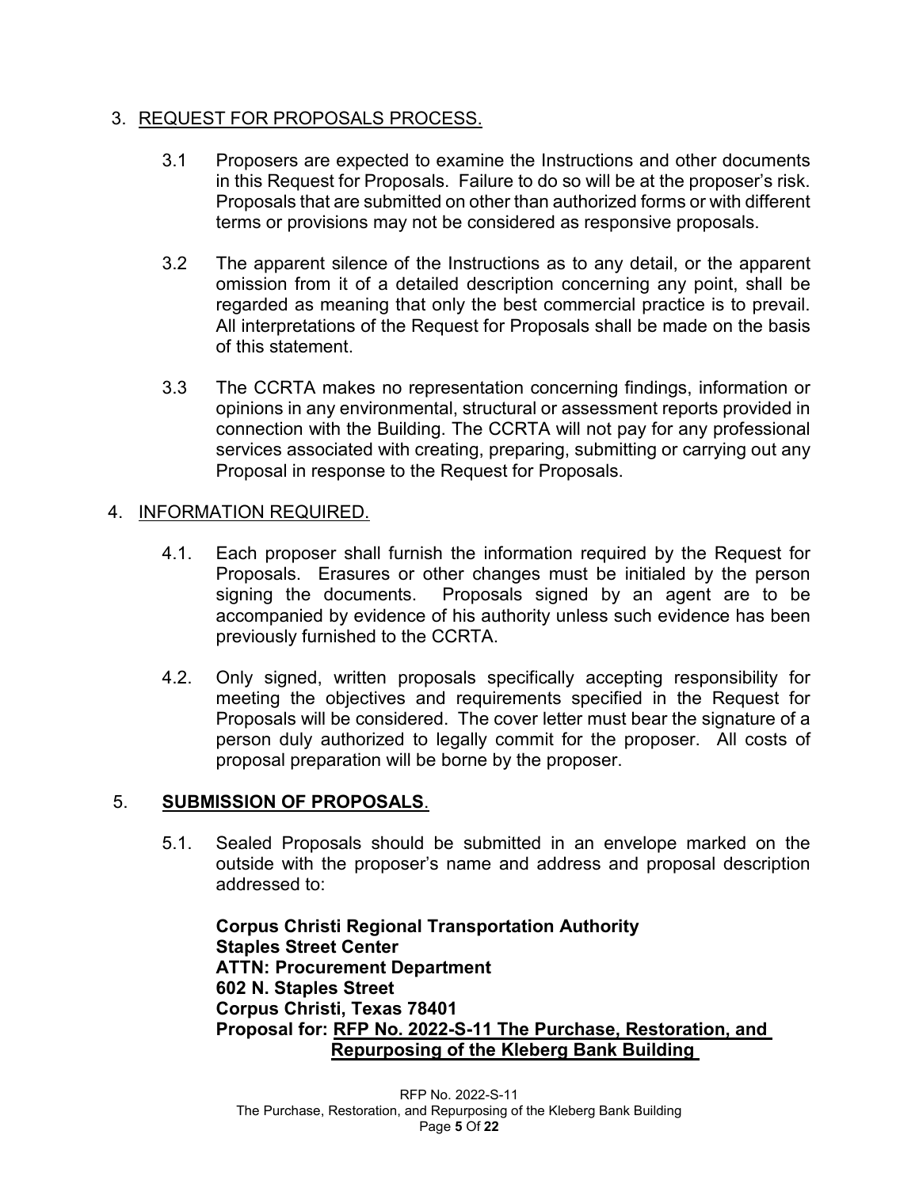## 3. REQUEST FOR PROPOSALS PROCESS.

3.1 Proposers are expected to examine the Instructions and other documents in this Request for Proposals. Failure to do so will be at the proposer's risk. Proposals that are submitted on other than authorized forms or with different terms or provisions may not be considered as responsive proposals.

3.2 The apparent silence of the Instructions as to any detail, or the apparent omission from it of a detailed description concerning any point, shall be regarded as meaning that only the best commercial practice is to prevail. All interpretations of the Request for Proposals shall be made on the basis of this statement.

3.3 The CCRTA makes no representation concerning findings, information or opinions in any environmental, structural or assessment reports provided in connection with the Building. The CCRTA will not pay for any professional services associated with creating, preparing, submitting or carrying out any Proposal in response to the Request for Proposals.

## 4. INFORMATION REQUIRED.

4.1. Each proposer shall furnish the information required by the Request for Proposals. Erasures or other changes must be initialed by the person signing the documents. Proposals signed by an agent are to be accompanied by evidence of his authority unless such evidence has been previously furnished to the CCRTA.

4.2. Only signed, written proposals specifically accepting responsibility for meeting the objectives and requirements specified in the Request for Proposals will be considered. The cover letter must bear the signature of a person duly authorized to legally commit for the proposer. All costs of proposal preparation will be borne by the proposer.

## 5. SUBMISSION OF PROPOSALS.

5.1. Sealed Proposals should be submitted in an envelope marked on the outside with the proposer's name and address and proposal description addressed to:

**Corpus Christi Regional Transportation Authority**
**Staples Street Center**
**ATTN: Procurement Department**
**602 N. Staples Street**
**Corpus Christi, Texas 78401**
**Proposal for: RFP No. 2022-S-11 The Purchase, Restoration, and Repurposing of the Kleberg Bank Building**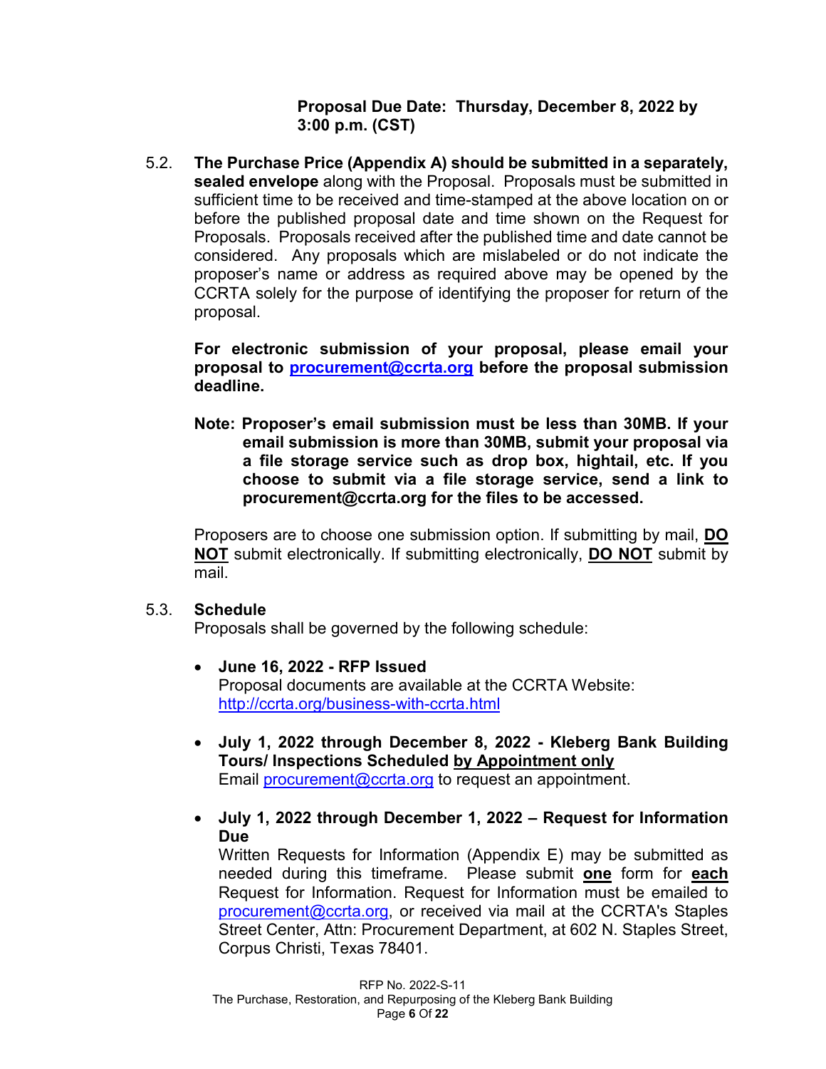**Proposal Due Date: Thursday, December 8, 2022 by 3:00 p.m. (CST)**

5.2. **The Purchase Price (Appendix A) should be submitted in a separately, sealed envelope** along with the Proposal. Proposals must be submitted in sufficient time to be received and time-stamped at the above location on or before the published proposal date and time shown on the Request for Proposals. Proposals received after the published time and date cannot be considered. Any proposals which are mislabeled or do not indicate the proposer's name or address as required above may be opened by the CCRTA solely for the purpose of identifying the proposer for return of the proposal.

**For electronic submission of your proposal, please email your proposal to procurement@ccrta.org before the proposal submission deadline.**

**Note: Proposer's email submission must be less than 30MB. If your email submission is more than 30MB, submit your proposal via a file storage service such as drop box, hightail, etc. If you choose to submit via a file storage service, send a link to procurement@ccrta.org for the files to be accessed.**

Proposers are to choose one submission option. If submitting by mail, **DO NOT** submit electronically. If submitting electronically, **DO NOT** submit by mail.

5.3. **Schedule**
Proposals shall be governed by the following schedule:

- **June 16, 2022 - RFP Issued**
  Proposal documents are available at the CCRTA Website: http://ccrta.org/business-with-ccrta.html

- **July 1, 2022 through December 8, 2022 - Kleberg Bank Building Tours/ Inspections Scheduled by Appointment only**
  Email procurement@ccrta.org to request an appointment.

- **July 1, 2022 through December 1, 2022 – Request for Information Due**
  Written Requests for Information (Appendix E) may be submitted as needed during this timeframe. Please submit **one** form for **each** Request for Information. Request for Information must be emailed to procurement@ccrta.org, or received via mail at the CCRTA's Staples Street Center, Attn: Procurement Department, at 602 N. Staples Street, Corpus Christi, Texas 78401.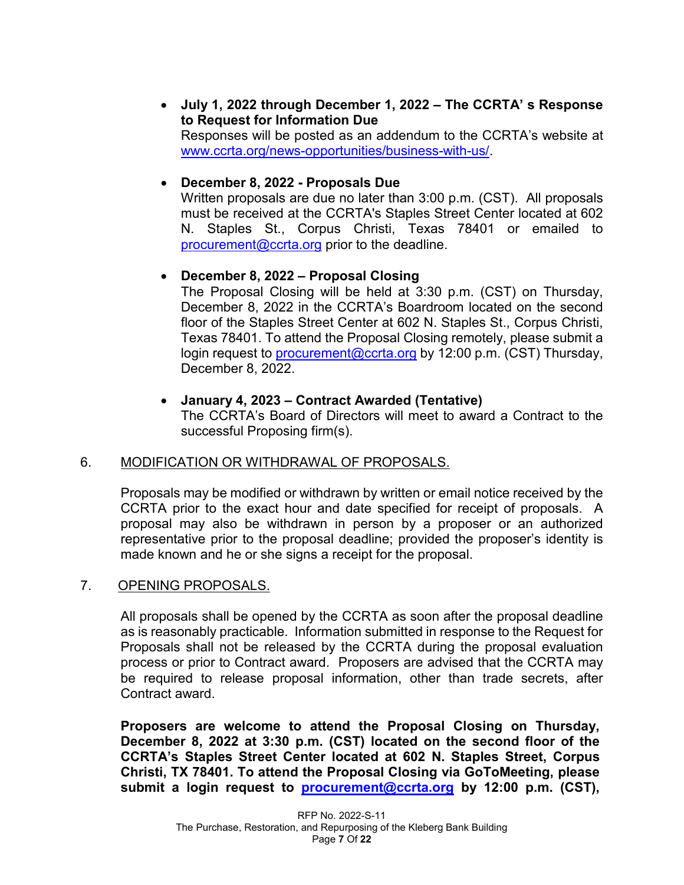- **July 1, 2022 through December 1, 2022 – The CCRTA' s Response to Request for Information Due**
  Responses will be posted as an addendum to the CCRTA's website at www.ccrta.org/news-opportunities/business-with-us/.

- **December 8, 2022 - Proposals Due**
  Written proposals are due no later than 3:00 p.m. (CST). All proposals must be received at the CCRTA's Staples Street Center located at 602 N. Staples St., Corpus Christi, Texas 78401 or emailed to procurement@ccrta.org prior to the deadline.

- **December 8, 2022 – Proposal Closing**
  The Proposal Closing will be held at 3:30 p.m. (CST) on Thursday, December 8, 2022 in the CCRTA's Boardroom located on the second floor of the Staples Street Center at 602 N. Staples St., Corpus Christi, Texas 78401. To attend the Proposal Closing remotely, please submit a login request to procurement@ccrta.org by 12:00 p.m. (CST) Thursday, December 8, 2022.

- **January 4, 2023 – Contract Awarded (Tentative)**
  The CCRTA's Board of Directors will meet to award a Contract to the successful Proposing firm(s).

6. MODIFICATION OR WITHDRAWAL OF PROPOSALS.

   Proposals may be modified or withdrawn by written or email notice received by the CCRTA prior to the exact hour and date specified for receipt of proposals. A proposal may also be withdrawn in person by a proposer or an authorized representative prior to the proposal deadline; provided the proposer's identity is made known and he or she signs a receipt for the proposal.

7. OPENING PROPOSALS.

   All proposals shall be opened by the CCRTA as soon after the proposal deadline as is reasonably practicable. Information submitted in response to the Request for Proposals shall not be released by the CCRTA during the proposal evaluation process or prior to Contract award. Proposers are advised that the CCRTA may be required to release proposal information, other than trade secrets, after Contract award.

   **Proposers are welcome to attend the Proposal Closing on Thursday, December 8, 2022 at 3:30 p.m. (CST) located on the second floor of the CCRTA's Staples Street Center located at 602 N. Staples Street, Corpus Christi, TX 78401. To attend the Proposal Closing via GoToMeeting, please submit a login request to procurement@ccrta.org by 12:00 p.m. (CST),**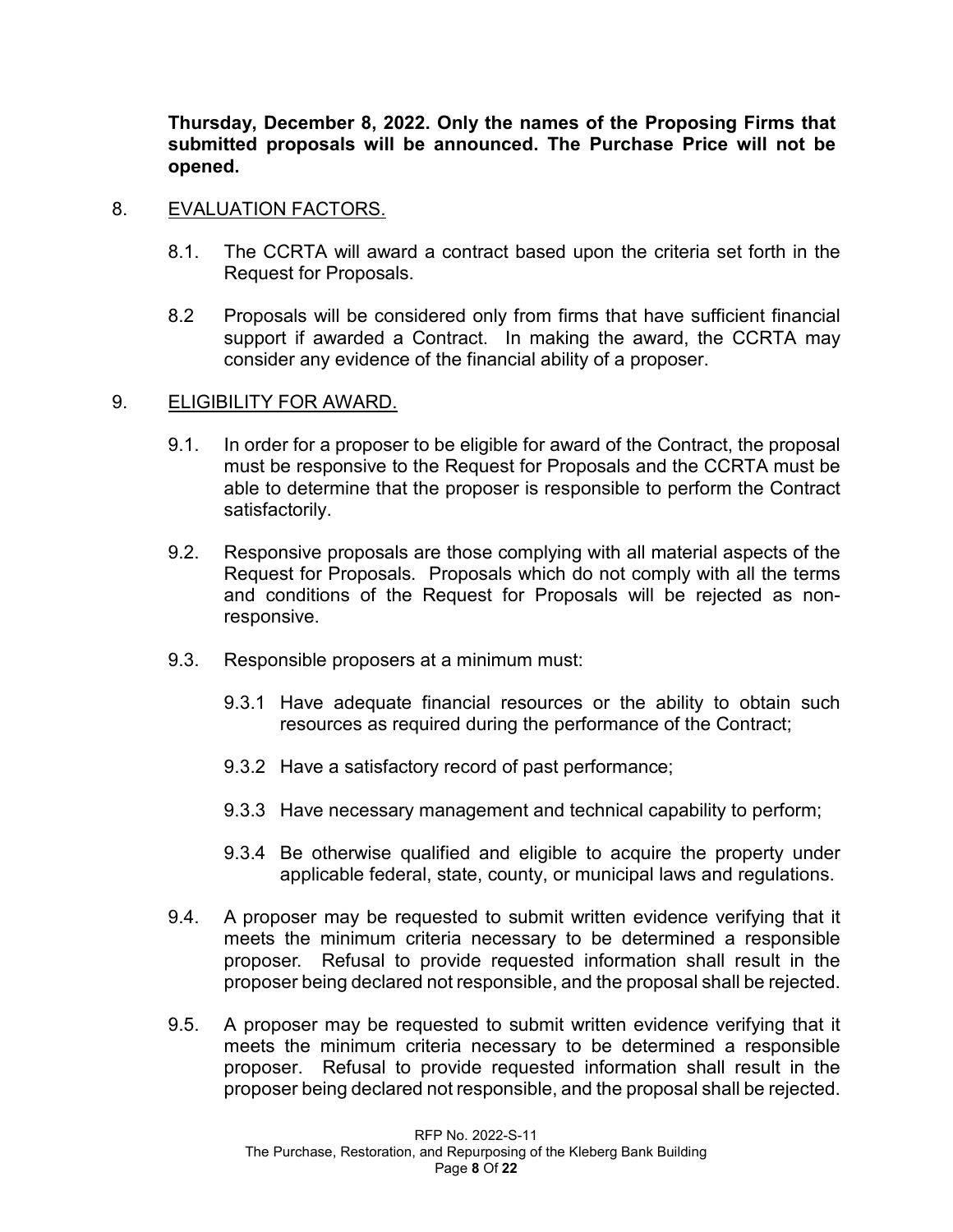**Thursday, December 8, 2022. Only the names of the Proposing Firms that submitted proposals will be announced. The Purchase Price will not be opened.**

8. <u>EVALUATION FACTORS.</u>

   8.1. The CCRTA will award a contract based upon the criteria set forth in the Request for Proposals.

   8.2 Proposals will be considered only from firms that have sufficient financial support if awarded a Contract. In making the award, the CCRTA may consider any evidence of the financial ability of a proposer.

9. <u>ELIGIBILITY FOR AWARD.</u>

   9.1. In order for a proposer to be eligible for award of the Contract, the proposal must be responsive to the Request for Proposals and the CCRTA must be able to determine that the proposer is responsible to perform the Contract satisfactorily.

   9.2. Responsive proposals are those complying with all material aspects of the Request for Proposals. Proposals which do not comply with all the terms and conditions of the Request for Proposals will be rejected as non-responsive.

   9.3. Responsible proposers at a minimum must:

      9.3.1 Have adequate financial resources or the ability to obtain such resources as required during the performance of the Contract;

      9.3.2 Have a satisfactory record of past performance;

      9.3.3 Have necessary management and technical capability to perform;

      9.3.4 Be otherwise qualified and eligible to acquire the property under applicable federal, state, county, or municipal laws and regulations.

   9.4. A proposer may be requested to submit written evidence verifying that it meets the minimum criteria necessary to be determined a responsible proposer. Refusal to provide requested information shall result in the proposer being declared not responsible, and the proposal shall be rejected.

   9.5. A proposer may be requested to submit written evidence verifying that it meets the minimum criteria necessary to be determined a responsible proposer. Refusal to provide requested information shall result in the proposer being declared not responsible, and the proposal shall be rejected.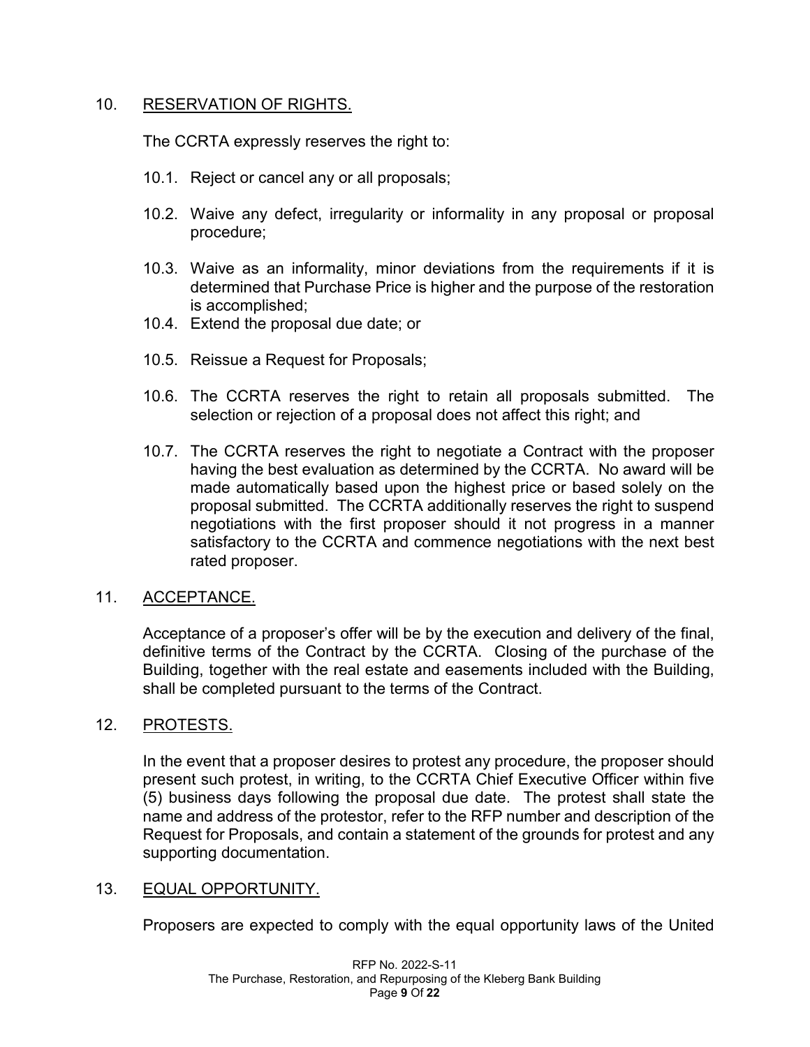## 10. RESERVATION OF RIGHTS.

The CCRTA expressly reserves the right to:

10.1. Reject or cancel any or all proposals;

10.2. Waive any defect, irregularity or informality in any proposal or proposal procedure;

10.3. Waive as an informality, minor deviations from the requirements if it is determined that Purchase Price is higher and the purpose of the restoration is accomplished;

10.4. Extend the proposal due date; or

10.5. Reissue a Request for Proposals;

10.6. The CCRTA reserves the right to retain all proposals submitted. The selection or rejection of a proposal does not affect this right; and

10.7. The CCRTA reserves the right to negotiate a Contract with the proposer having the best evaluation as determined by the CCRTA. No award will be made automatically based upon the highest price or based solely on the proposal submitted. The CCRTA additionally reserves the right to suspend negotiations with the first proposer should it not progress in a manner satisfactory to the CCRTA and commence negotiations with the next best rated proposer.

## 11. ACCEPTANCE.

Acceptance of a proposer's offer will be by the execution and delivery of the final, definitive terms of the Contract by the CCRTA. Closing of the purchase of the Building, together with the real estate and easements included with the Building, shall be completed pursuant to the terms of the Contract.

## 12. PROTESTS.

In the event that a proposer desires to protest any procedure, the proposer should present such protest, in writing, to the CCRTA Chief Executive Officer within five (5) business days following the proposal due date. The protest shall state the name and address of the protestor, refer to the RFP number and description of the Request for Proposals, and contain a statement of the grounds for protest and any supporting documentation.

## 13. EQUAL OPPORTUNITY.

Proposers are expected to comply with the equal opportunity laws of the United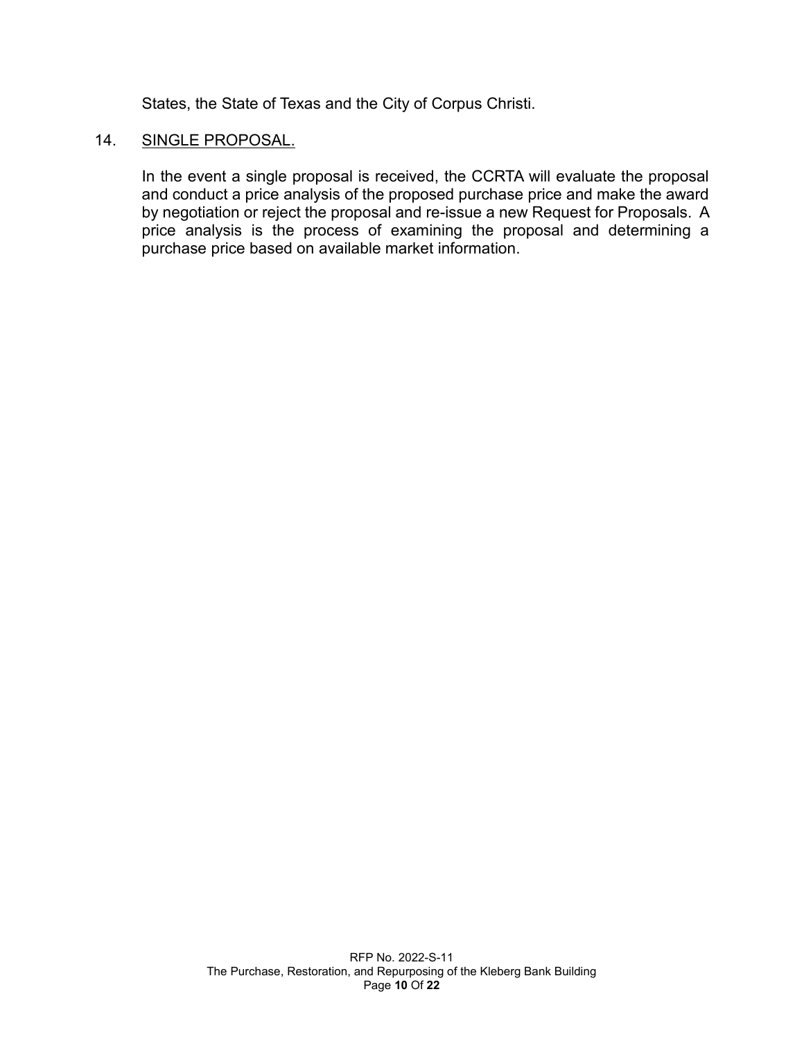States, the State of Texas and the City of Corpus Christi.

14. SINGLE PROPOSAL.

In the event a single proposal is received, the CCRTA will evaluate the proposal and conduct a price analysis of the proposed purchase price and make the award by negotiation or reject the proposal and re-issue a new Request for Proposals. A price analysis is the process of examining the proposal and determining a purchase price based on available market information.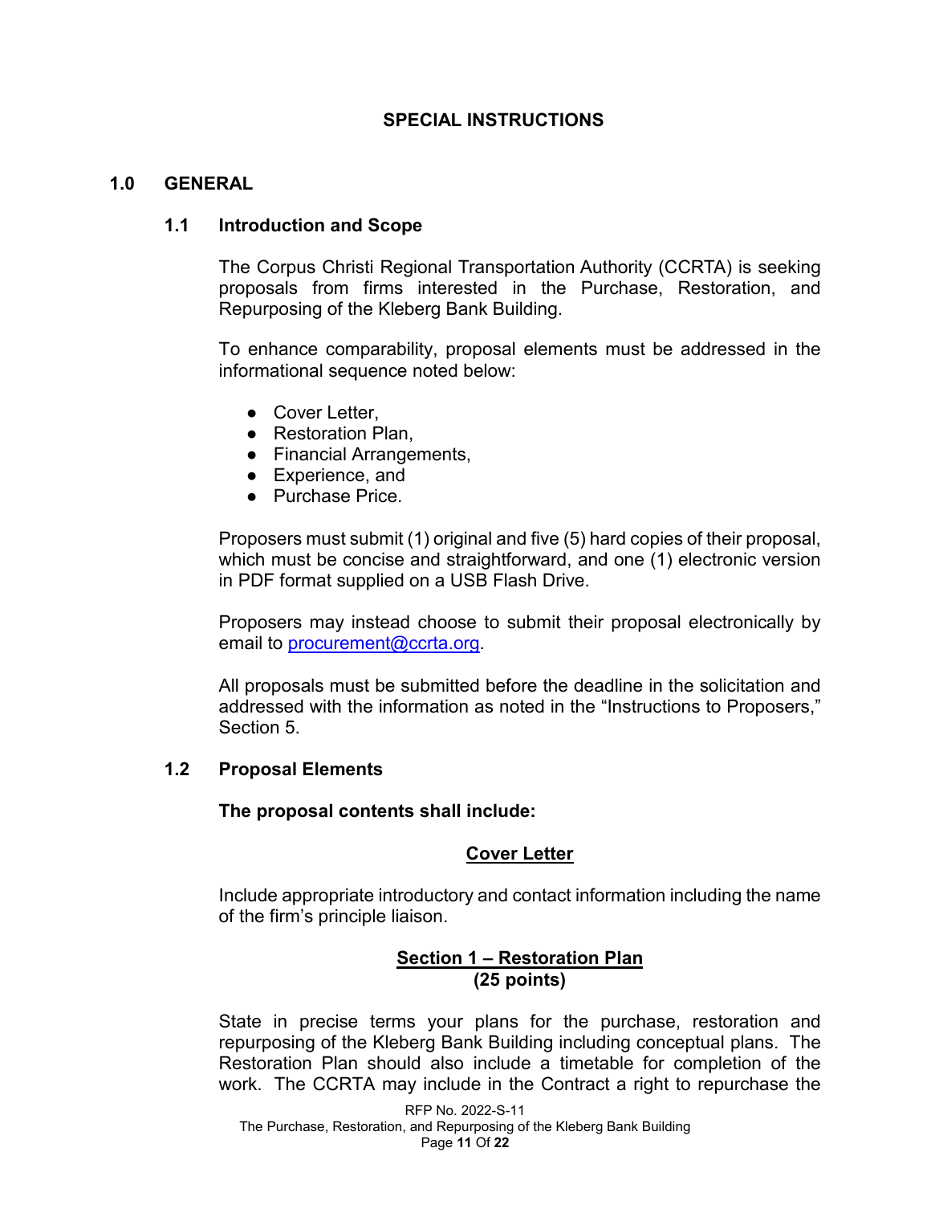## SPECIAL INSTRUCTIONS

### 1.0 GENERAL

#### 1.1 Introduction and Scope

The Corpus Christi Regional Transportation Authority (CCRTA) is seeking proposals from firms interested in the Purchase, Restoration, and Repurposing of the Kleberg Bank Building.

To enhance comparability, proposal elements must be addressed in the informational sequence noted below:

- Cover Letter,
- Restoration Plan,
- Financial Arrangements,
- Experience, and
- Purchase Price.

Proposers must submit (1) original and five (5) hard copies of their proposal, which must be concise and straightforward, and one (1) electronic version in PDF format supplied on a USB Flash Drive.

Proposers may instead choose to submit their proposal electronically by email to procurement@ccrta.org.

All proposals must be submitted before the deadline in the solicitation and addressed with the information as noted in the "Instructions to Proposers," Section 5.

#### 1.2 Proposal Elements

**The proposal contents shall include:**

**<u>Cover Letter</u>**

Include appropriate introductory and contact information including the name of the firm's principle liaison.

**<u>Section 1 – Restoration Plan</u>**
**(25 points)**

State in precise terms your plans for the purchase, restoration and repurposing of the Kleberg Bank Building including conceptual plans. The Restoration Plan should also include a timetable for completion of the work. The CCRTA may include in the Contract a right to repurchase the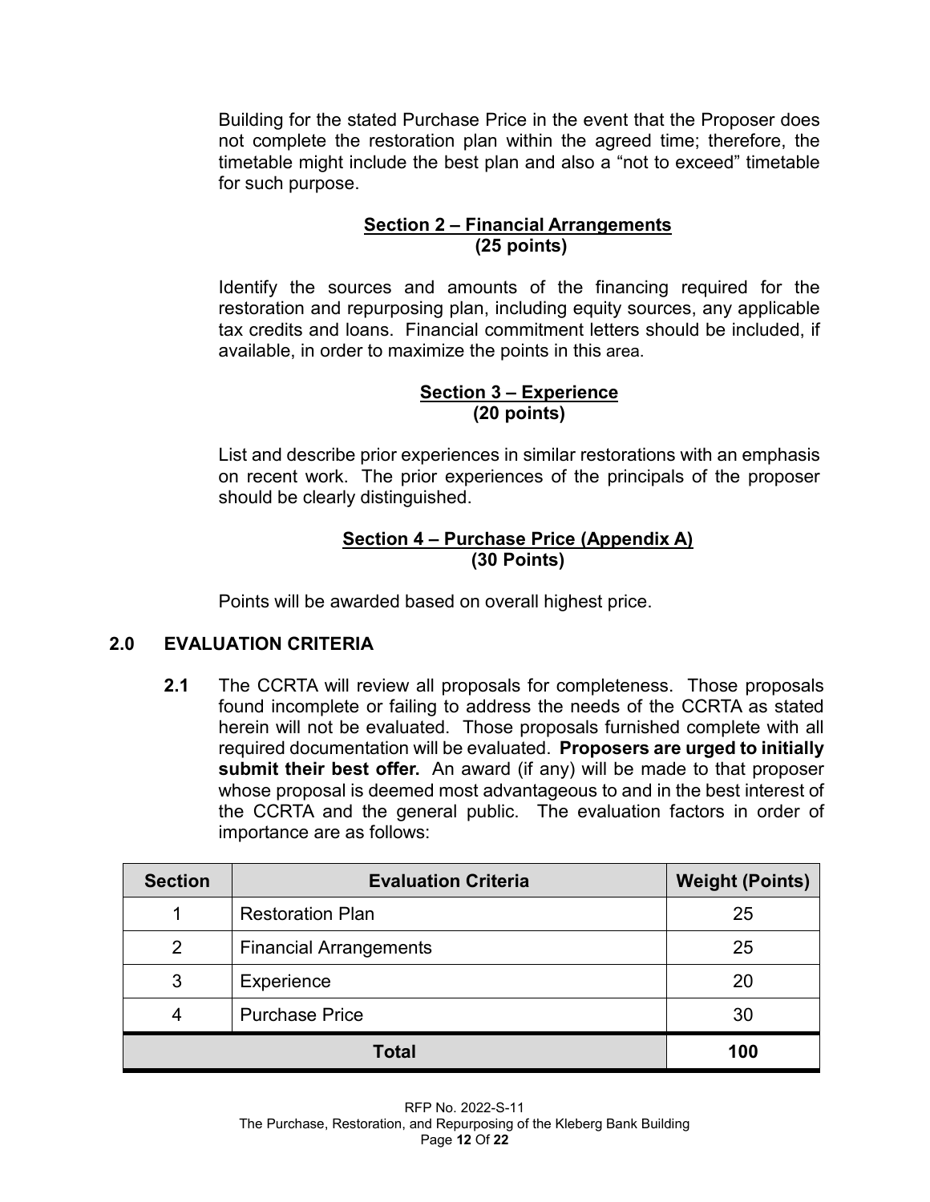Building for the stated Purchase Price in the event that the Proposer does not complete the restoration plan within the agreed time; therefore, the timetable might include the best plan and also a "not to exceed" timetable for such purpose.

**Section 2 – Financial Arrangements**
**(25 points)**

Identify the sources and amounts of the financing required for the restoration and repurposing plan, including equity sources, any applicable tax credits and loans. Financial commitment letters should be included, if available, in order to maximize the points in this area.

**Section 3 – Experience**
**(20 points)**

List and describe prior experiences in similar restorations with an emphasis on recent work. The prior experiences of the principals of the proposer should be clearly distinguished.

**Section 4 – Purchase Price (Appendix A)**
**(30 Points)**

Points will be awarded based on overall highest price.

## 2.0 EVALUATION CRITERIA

**2.1** The CCRTA will review all proposals for completeness. Those proposals found incomplete or failing to address the needs of the CCRTA as stated herein will not be evaluated. Those proposals furnished complete with all required documentation will be evaluated. **Proposers are urged to initially submit their best offer.** An award (if any) will be made to that proposer whose proposal is deemed most advantageous to and in the best interest of the CCRTA and the general public. The evaluation factors in order of importance are as follows:

| Section | Evaluation Criteria | Weight (Points) |
|---|---|---|
| 1 | Restoration Plan | 25 |
| 2 | Financial Arrangements | 25 |
| 3 | Experience | 20 |
| 4 | Purchase Price | 30 |
| **Total** | | **100** |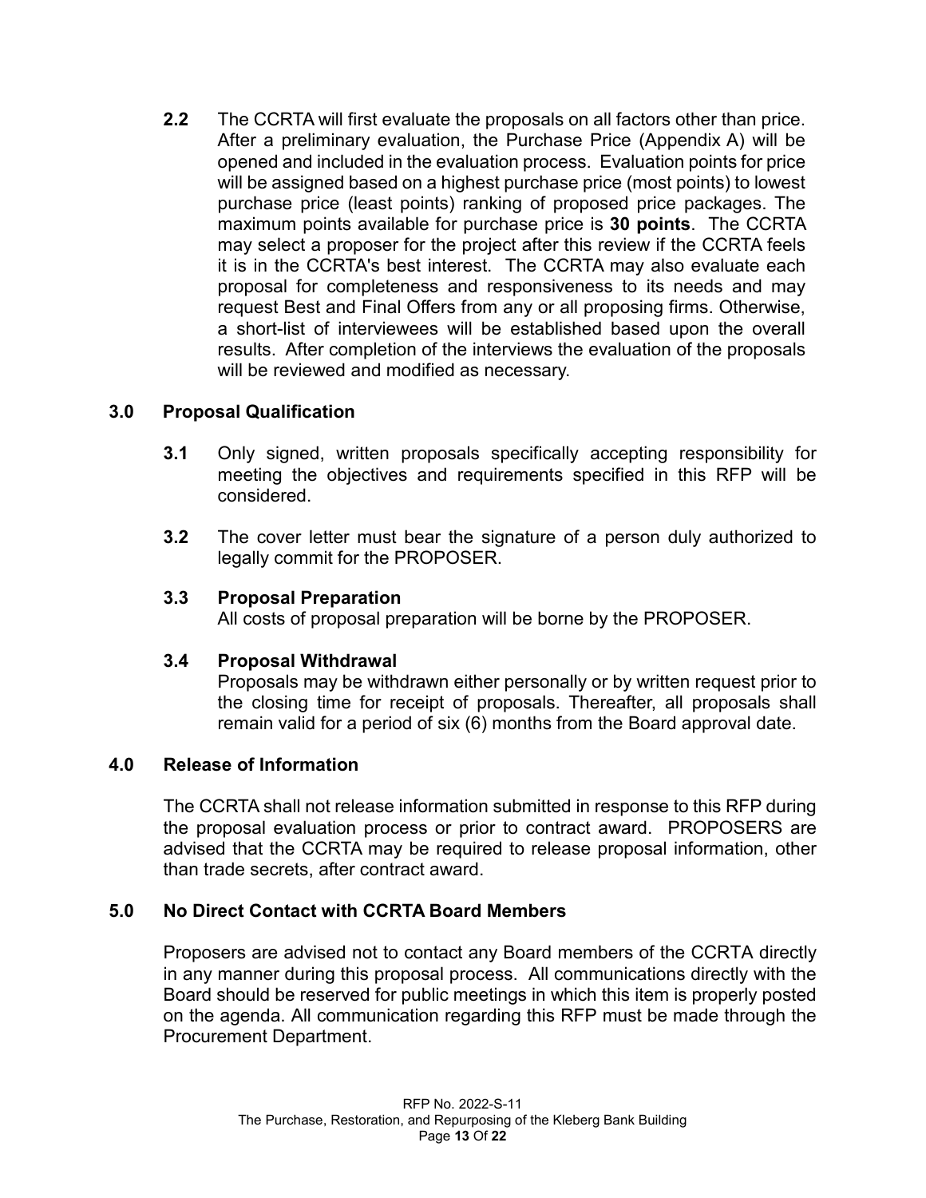**2.2** The CCRTA will first evaluate the proposals on all factors other than price. After a preliminary evaluation, the Purchase Price (Appendix A) will be opened and included in the evaluation process. Evaluation points for price will be assigned based on a highest purchase price (most points) to lowest purchase price (least points) ranking of proposed price packages. The maximum points available for purchase price is **30 points**. The CCRTA may select a proposer for the project after this review if the CCRTA feels it is in the CCRTA's best interest. The CCRTA may also evaluate each proposal for completeness and responsiveness to its needs and may request Best and Final Offers from any or all proposing firms. Otherwise, a short-list of interviewees will be established based upon the overall results. After completion of the interviews the evaluation of the proposals will be reviewed and modified as necessary.

## 3.0 Proposal Qualification

**3.1** Only signed, written proposals specifically accepting responsibility for meeting the objectives and requirements specified in this RFP will be considered.

**3.2** The cover letter must bear the signature of a person duly authorized to legally commit for the PROPOSER.

### 3.3 Proposal Preparation

All costs of proposal preparation will be borne by the PROPOSER.

### 3.4 Proposal Withdrawal

Proposals may be withdrawn either personally or by written request prior to the closing time for receipt of proposals. Thereafter, all proposals shall remain valid for a period of six (6) months from the Board approval date.

## 4.0 Release of Information

The CCRTA shall not release information submitted in response to this RFP during the proposal evaluation process or prior to contract award. PROPOSERS are advised that the CCRTA may be required to release proposal information, other than trade secrets, after contract award.

## 5.0 No Direct Contact with CCRTA Board Members

Proposers are advised not to contact any Board members of the CCRTA directly in any manner during this proposal process. All communications directly with the Board should be reserved for public meetings in which this item is properly posted on the agenda. All communication regarding this RFP must be made through the Procurement Department.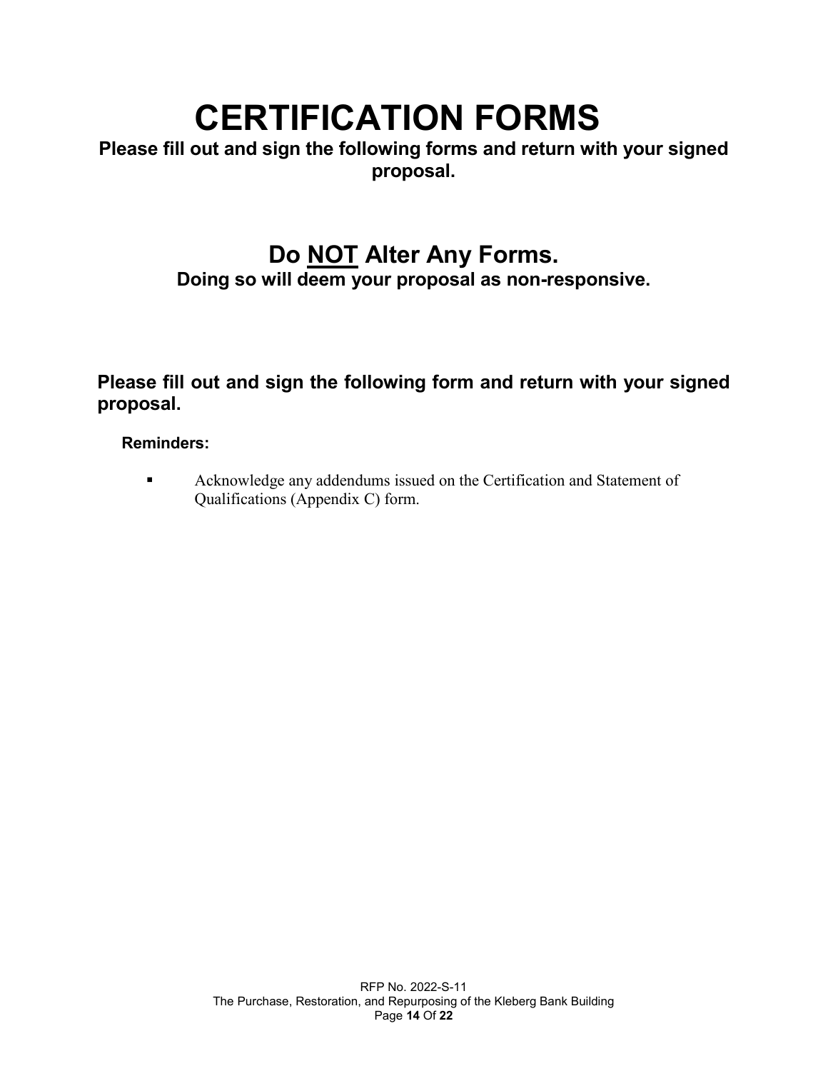# CERTIFICATION FORMS

**Please fill out and sign the following forms and return with your signed proposal.**

## Do <u>NOT</u> Alter Any Forms.

**Doing so will deem your proposal as non-responsive.**

### Please fill out and sign the following form and return with your signed proposal.

**Reminders:**

- Acknowledge any addendums issued on the Certification and Statement of Qualifications (Appendix C) form.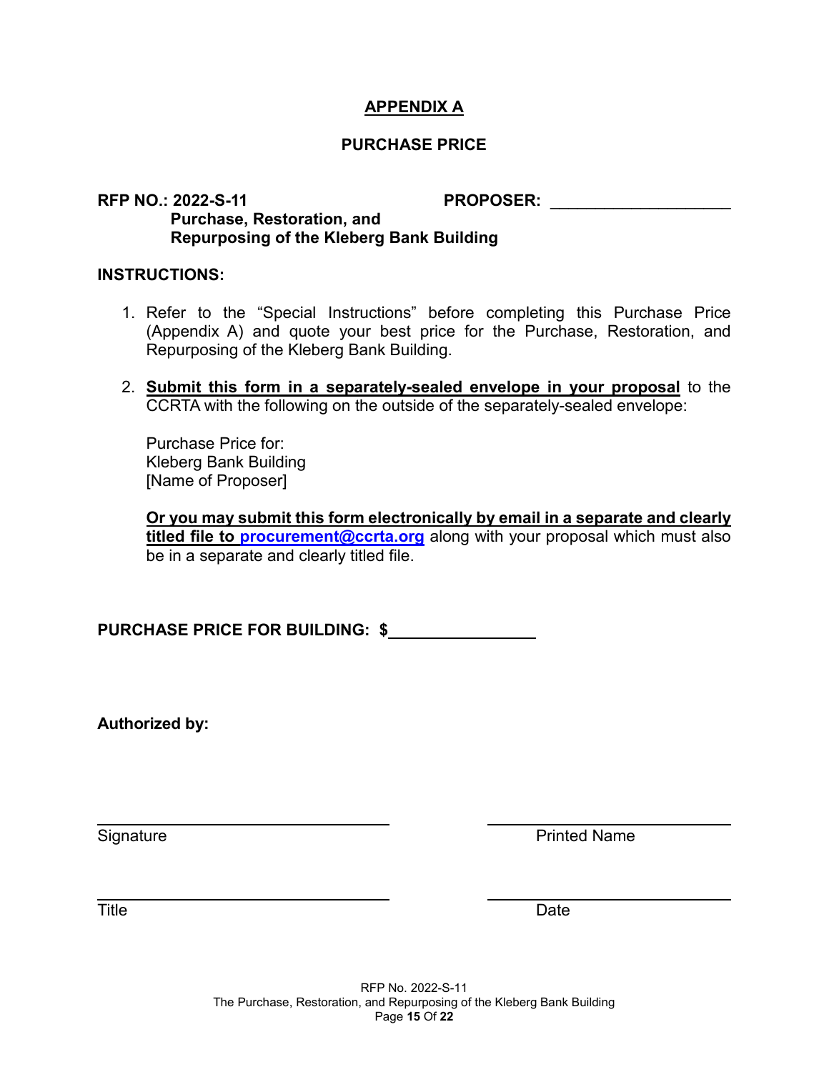# APPENDIX A

## PURCHASE PRICE

**RFP NO.: 2022-S-11**
**Purchase, Restoration, and Repurposing of the Kleberg Bank Building**

**PROPOSER:** ____________________

**INSTRUCTIONS:**

1. Refer to the "Special Instructions" before completing this Purchase Price (Appendix A) and quote your best price for the Purchase, Restoration, and Repurposing of the Kleberg Bank Building.

2. **Submit this form in a separately-sealed envelope in your proposal** to the CCRTA with the following on the outside of the separately-sealed envelope:

   Purchase Price for:
   Kleberg Bank Building
   [Name of Proposer]

   **Or you may submit this form electronically by email in a separate and clearly titled file to procurement@ccrta.org** along with your proposal which must also be in a separate and clearly titled file.

**PURCHASE PRICE FOR BUILDING: $**________________

**Authorized by:**

| | |
|---|---|
| ______________________________ | ______________________________ |
| Signature | Printed Name |
| ______________________________ | ______________________________ |
| Title | Date |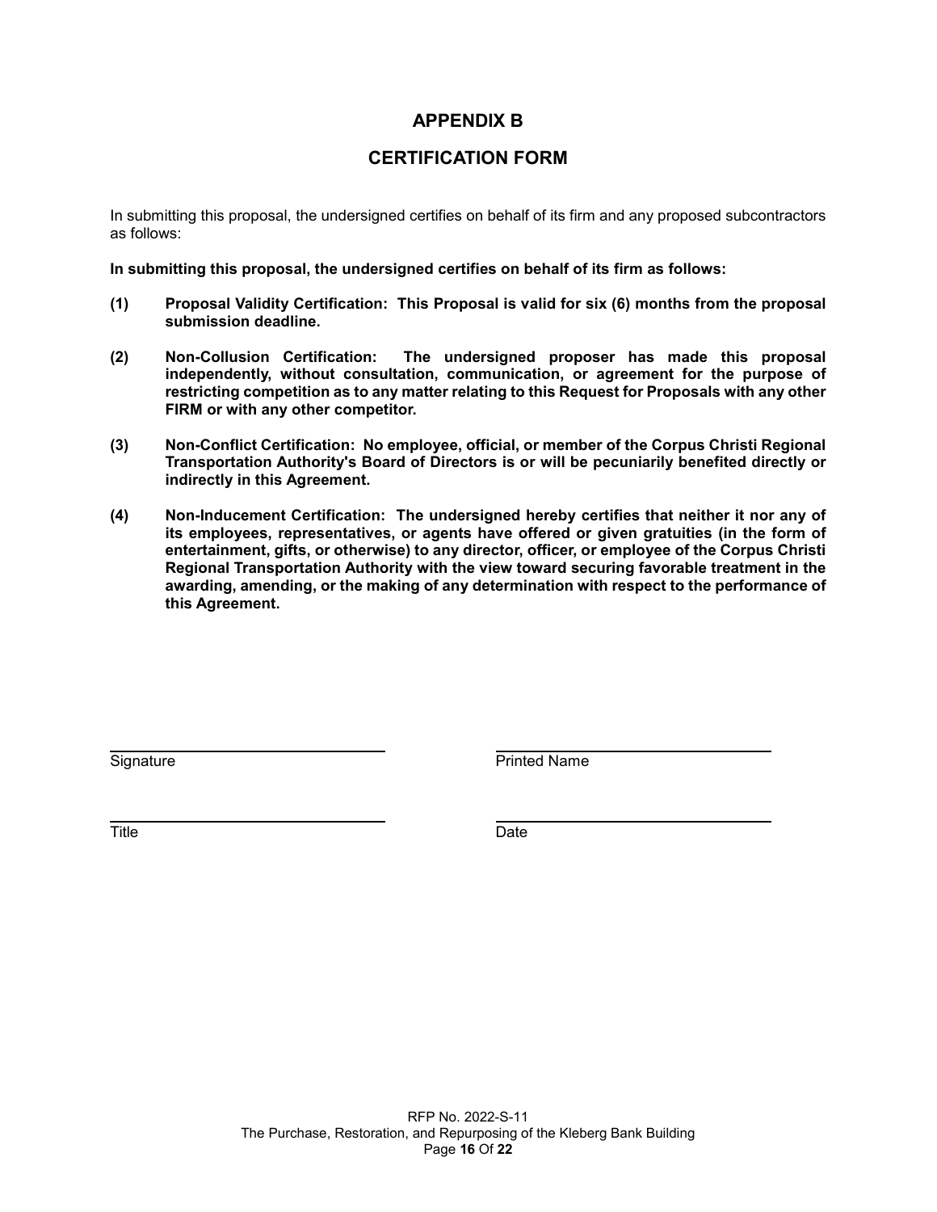# APPENDIX B

## CERTIFICATION FORM

In submitting this proposal, the undersigned certifies on behalf of its firm and any proposed subcontractors as follows:

**In submitting this proposal, the undersigned certifies on behalf of its firm as follows:**

**(1) Proposal Validity Certification: This Proposal is valid for six (6) months from the proposal submission deadline.**

**(2) Non-Collusion Certification: The undersigned proposer has made this proposal independently, without consultation, communication, or agreement for the purpose of restricting competition as to any matter relating to this Request for Proposals with any other FIRM or with any other competitor.**

**(3) Non-Conflict Certification: No employee, official, or member of the Corpus Christi Regional Transportation Authority's Board of Directors is or will be pecuniarily benefited directly or indirectly in this Agreement.**

**(4) Non-Inducement Certification: The undersigned hereby certifies that neither it nor any of its employees, representatives, or agents have offered or given gratuities (in the form of entertainment, gifts, or otherwise) to any director, officer, or employee of the Corpus Christi Regional Transportation Authority with the view toward securing favorable treatment in the awarding, amending, or the making of any determination with respect to the performance of this Agreement.**

| | |
|---|---|
| ______________________________ | ______________________________ |
| Signature | Printed Name |
| ______________________________ | ______________________________ |
| Title | Date |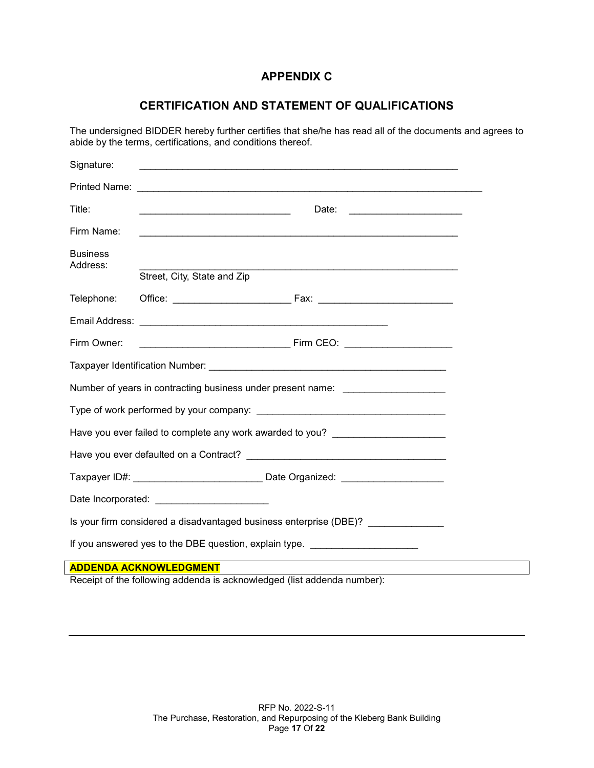# APPENDIX C

## CERTIFICATION AND STATEMENT OF QUALIFICATIONS

The undersigned BIDDER hereby further certifies that she/he has read all of the documents and agrees to abide by the terms, certifications, and conditions thereof.

Signature: ____________________________________________________________

Printed Name: ___________________________________________________________________

Title: ____________________________ Date: _____________________

Firm Name: ____________________________________________________________

Business Address: ____________________________________________________________
Street, City, State and Zip

Telephone: Office: ______________________ Fax: _________________________

Email Address: _______________________________________________

Firm Owner: ____________________________ Firm CEO: ____________________

Taxpayer Identification Number: ___________________________________________

Number of years in contracting business under present name: ___________________

Type of work performed by your company: __________________________________

Have you ever failed to complete any work awarded to you? ____________________

Have you ever defaulted on a Contract? _____________________________________

Taxpayer ID#: ________________________ Date Organized: ___________________

Date Incorporated: _____________________

Is your firm considered a disadvantaged business enterprise (DBE)? _____________

If you answered yes to the DBE question, explain type. ____________________

**ADDENDA ACKNOWLEDGMENT**

Receipt of the following addenda is acknowledged (list addenda number):

_______________________________________________________________________________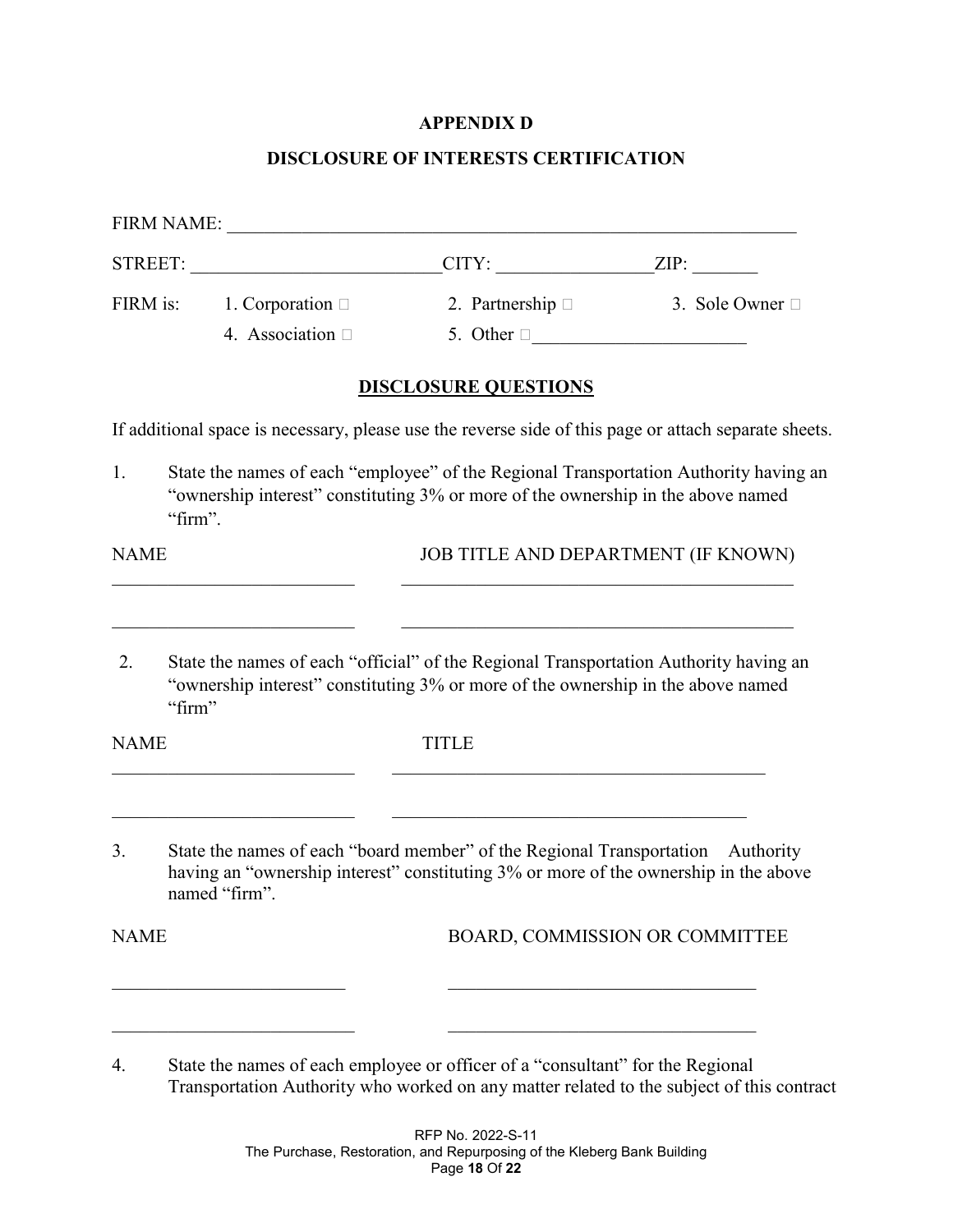# APPENDIX D

## DISCLOSURE OF INTERESTS CERTIFICATION

FIRM NAME: ________________________________________________________________

STREET: ___________________________CITY: _________________ZIP: _______

FIRM is: 1. Corporation ☐ 2. Partnership ☐ 3. Sole Owner ☐

4. Association ☐ 5. Other ☐_______________________

### DISCLOSURE QUESTIONS

If additional space is necessary, please use the reverse side of this page or attach separate sheets.

1. State the names of each "employee" of the Regional Transportation Authority having an "ownership interest" constituting 3% or more of the ownership in the above named "firm".

| NAME | JOB TITLE AND DEPARTMENT (IF KNOWN) |
|---|---|
| __________________________ | ____________________________________________ |
| __________________________ | ____________________________________________ |

2. State the names of each "official" of the Regional Transportation Authority having an "ownership interest" constituting 3% or more of the ownership in the above named "firm"

| NAME | TITLE |
|---|---|
| __________________________ | __________________________________________ |
| __________________________ | ______________________________________ |

3. State the names of each "board member" of the Regional Transportation Authority having an "ownership interest" constituting 3% or more of the ownership in the above named "firm".

| NAME | BOARD, COMMISSION OR COMMITTEE |
|---|---|
| _________________________ | __________________________________ |
| __________________________ | __________________________________ |

4. State the names of each employee or officer of a "consultant" for the Regional Transportation Authority who worked on any matter related to the subject of this contract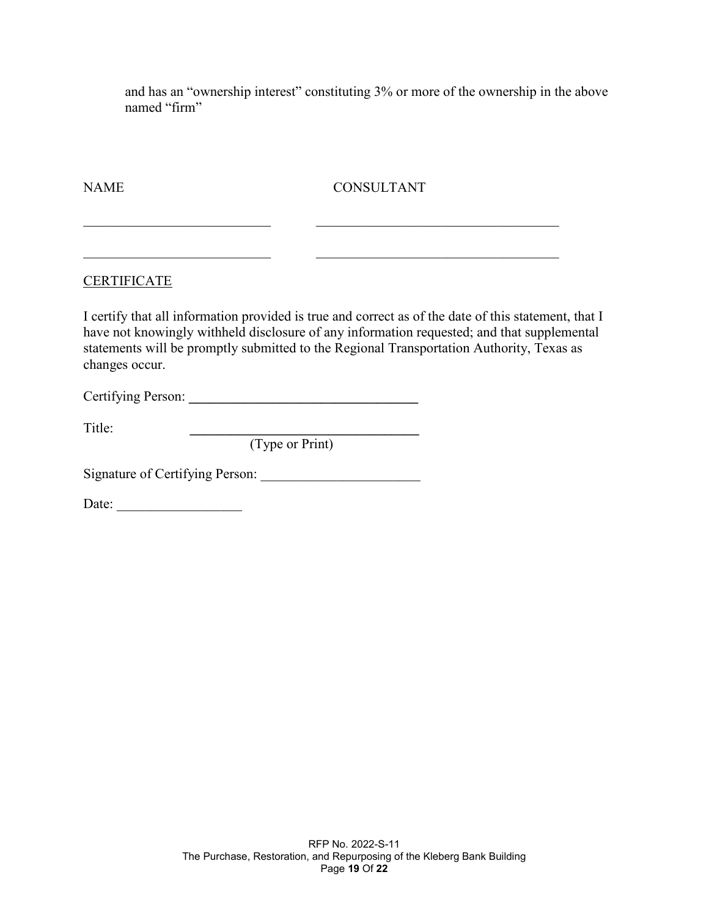and has an "ownership interest" constituting 3% or more of the ownership in the above named "firm"

| NAME | CONSULTANT |
| --- | --- |
| ___________________________ | ___________________________________ |
| ___________________________ | ___________________________________ |

CERTIFICATE

I certify that all information provided is true and correct as of the date of this statement, that I have not knowingly withheld disclosure of any information requested; and that supplemental statements will be promptly submitted to the Regional Transportation Authority, Texas as changes occur.

Certifying Person: _________________________________

Title: _________________________________
(Type or Print)

Signature of Certifying Person: _______________________

Date: __________________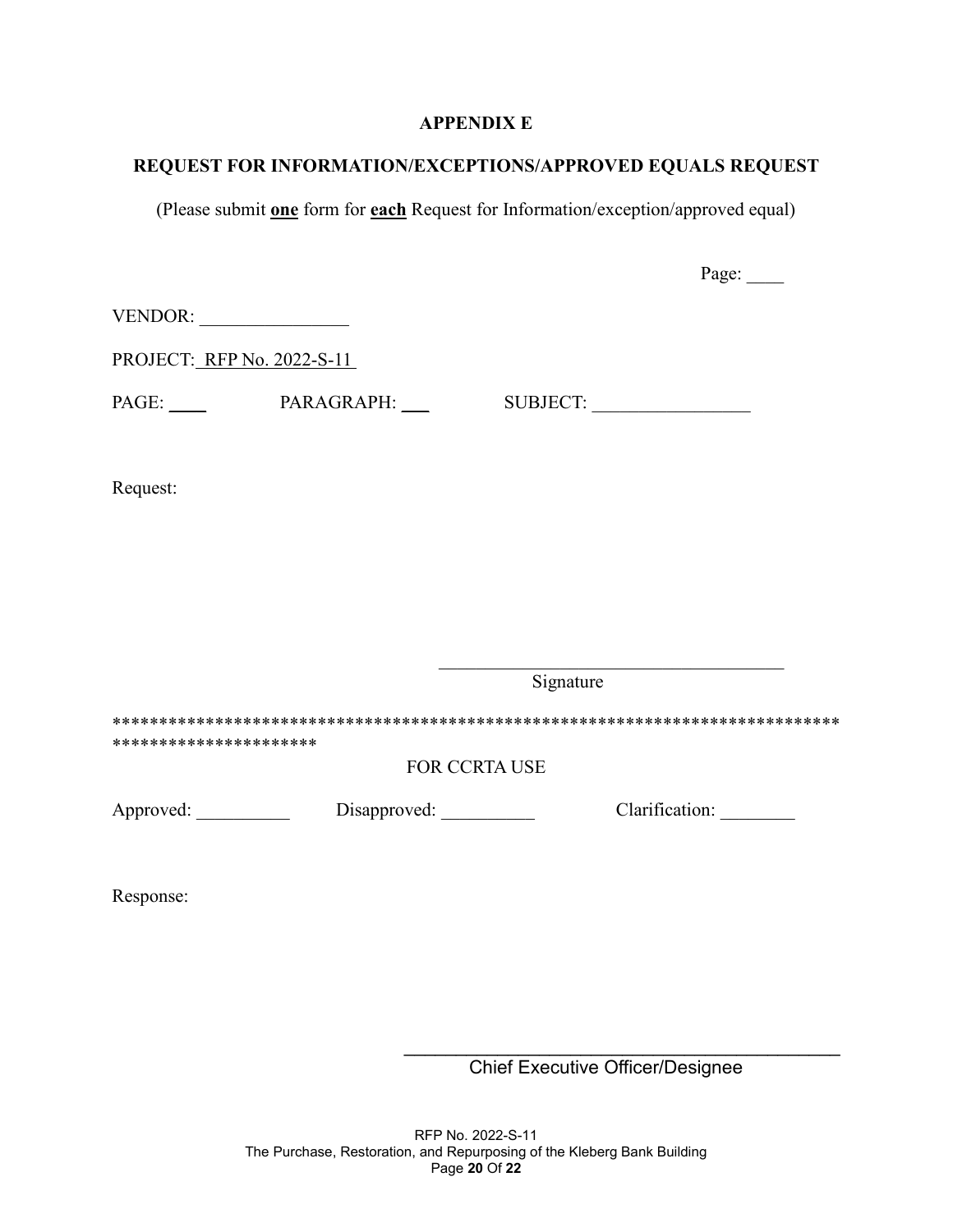## APPENDIX E

## REQUEST FOR INFORMATION/EXCEPTIONS/APPROVED EQUALS REQUEST

(Please submit **one** form for **each** Request for Information/exception/approved equal)

Page: ____

VENDOR: ________________

PROJECT: RFP No. 2022-S-11

PAGE: ____ PARAGRAPH: ___ SUBJECT: _________________

Request:

_____________________________________
Signature

*************************************************************************************************************

FOR CCRTA USE

Approved: __________ Disapproved: __________ Clarification: ________

Response:

_____________________________________
Chief Executive Officer/Designee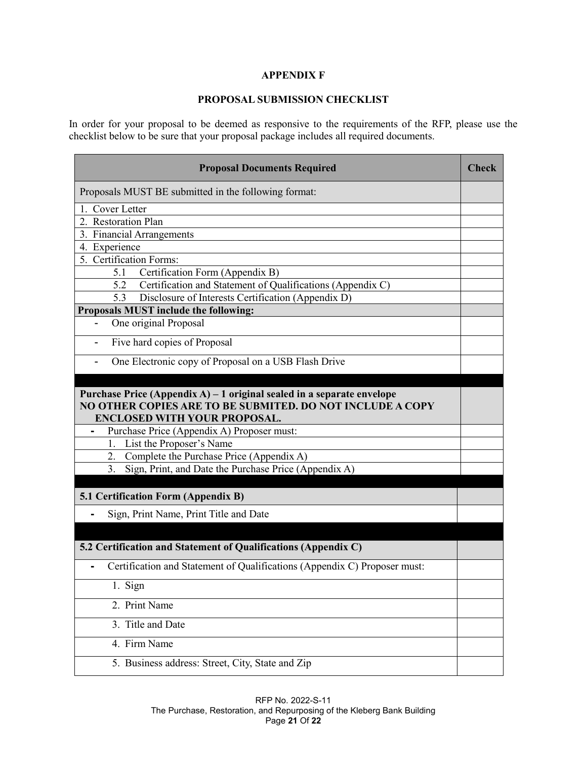**APPENDIX F**

**PROPOSAL SUBMISSION CHECKLIST**

In order for your proposal to be deemed as responsive to the requirements of the RFP, please use the checklist below to be sure that your proposal package includes all required documents.

| Proposal Documents Required | Check |
|---|---|
| Proposals MUST BE submitted in the following format: | |
| 1. Cover Letter | |
| 2. Restoration Plan | |
| 3. Financial Arrangements | |
| 4. Experience | |
| 5. Certification Forms: | |
| 5.1 Certification Form (Appendix B) | |
| 5.2 Certification and Statement of Qualifications (Appendix C) | |
| 5.3 Disclosure of Interests Certification (Appendix D) | |
| **Proposals MUST include the following:** | |
| - One original Proposal | |
| - Five hard copies of Proposal | |
| - One Electronic copy of Proposal on a USB Flash Drive | |
| | |
| **Purchase Price (Appendix A) – 1 original sealed in a separate envelope NO OTHER COPIES ARE TO BE SUBMITED. DO NOT INCLUDE A COPY ENCLOSED WITH YOUR PROPOSAL.** | |
| - Purchase Price (Appendix A) Proposer must: | |
| 1. List the Proposer's Name | |
| 2. Complete the Purchase Price (Appendix A) | |
| 3. Sign, Print, and Date the Purchase Price (Appendix A) | |
| | |
| **5.1 Certification Form (Appendix B)** | |
| - Sign, Print Name, Print Title and Date | |
| | |
| **5.2 Certification and Statement of Qualifications (Appendix C)** | |
| - Certification and Statement of Qualifications (Appendix C) Proposer must: | |
| 1. Sign | |
| 2. Print Name | |
| 3. Title and Date | |
| 4. Firm Name | |
| 5. Business address: Street, City, State and Zip | |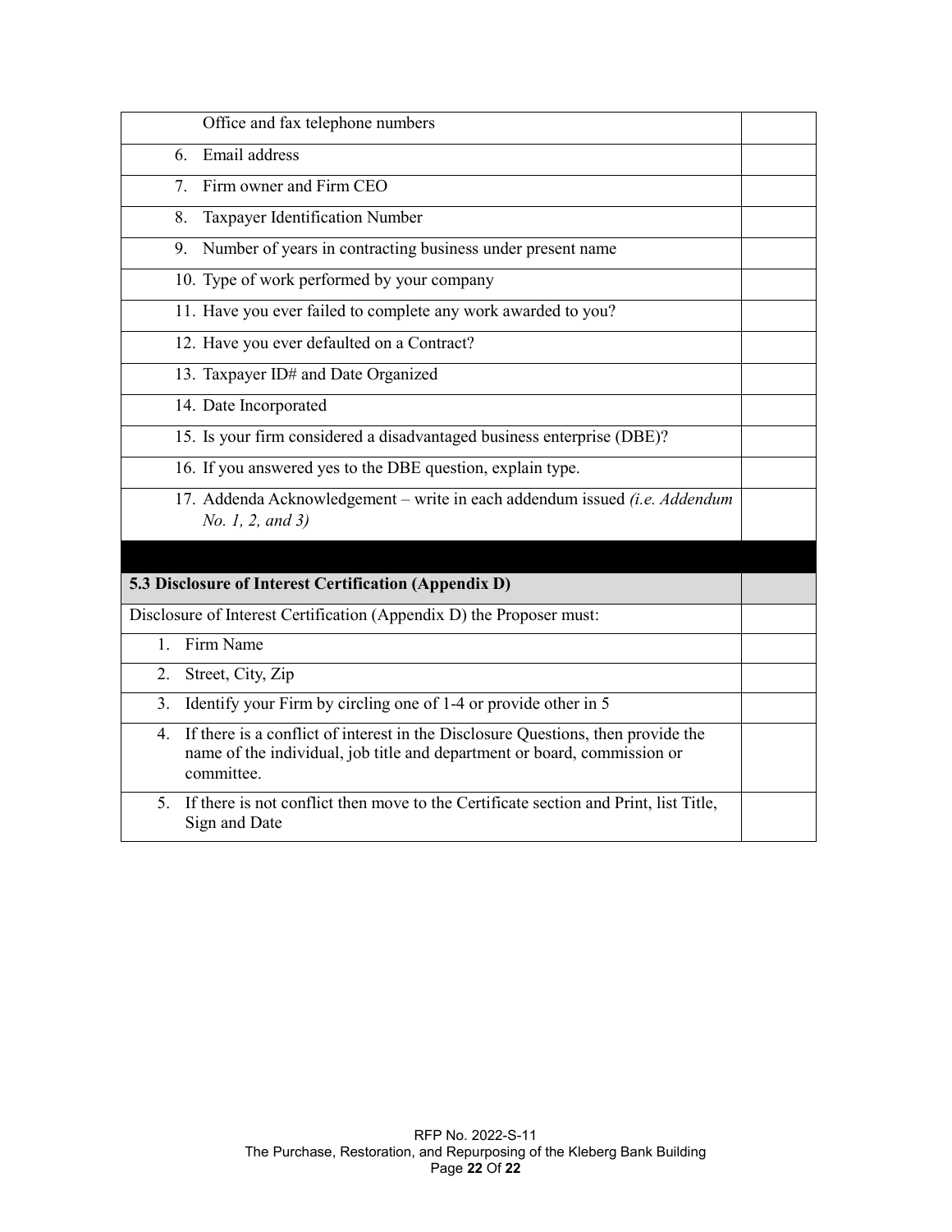| | |
|---|---|
| Office and fax telephone numbers | |
| 6. Email address | |
| 7. Firm owner and Firm CEO | |
| 8. Taxpayer Identification Number | |
| 9. Number of years in contracting business under present name | |
| 10. Type of work performed by your company | |
| 11. Have you ever failed to complete any work awarded to you? | |
| 12. Have you ever defaulted on a Contract? | |
| 13. Taxpayer ID# and Date Organized | |
| 14. Date Incorporated | |
| 15. Is your firm considered a disadvantaged business enterprise (DBE)? | |
| 16. If you answered yes to the DBE question, explain type. | |
| 17. Addenda Acknowledgement – write in each addendum issued *(i.e. Addendum No. 1, 2, and 3)* | |
| | |
| **5.3 Disclosure of Interest Certification (Appendix D)** | |
| Disclosure of Interest Certification (Appendix D) the Proposer must: | |
| 1. Firm Name | |
| 2. Street, City, Zip | |
| 3. Identify your Firm by circling one of 1-4 or provide other in 5 | |
| 4. If there is a conflict of interest in the Disclosure Questions, then provide the name of the individual, job title and department or board, commission or committee. | |
| 5. If there is not conflict then move to the Certificate section and Print, list Title, Sign and Date | |